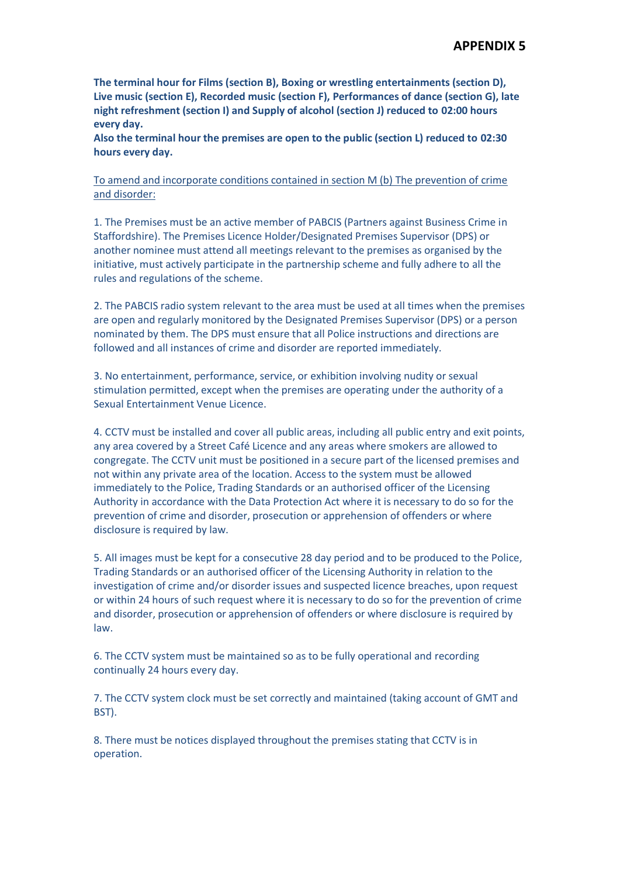# APPENDIX 5

**The terminal hour for Films (section B), Boxing or wrestling entertainments (section D), Live music (section E), Recorded music (section F), Performances of dance (section G), late night refreshment (section I) and Supply of alcohol (section J) reduced to 02:00 hours every day.**
**Also the terminal hour the premises are open to the public (section L) reduced to 02:30 hours every day.**

<u>To amend and incorporate conditions contained in section M (b) The prevention of crime and disorder:</u>

1. The Premises must be an active member of PABCIS (Partners against Business Crime in Staffordshire). The Premises Licence Holder/Designated Premises Supervisor (DPS) or another nominee must attend all meetings relevant to the premises as organised by the initiative, must actively participate in the partnership scheme and fully adhere to all the rules and regulations of the scheme.

2. The PABCIS radio system relevant to the area must be used at all times when the premises are open and regularly monitored by the Designated Premises Supervisor (DPS) or a person nominated by them. The DPS must ensure that all Police instructions and directions are followed and all instances of crime and disorder are reported immediately.

3. No entertainment, performance, service, or exhibition involving nudity or sexual stimulation permitted, except when the premises are operating under the authority of a Sexual Entertainment Venue Licence.

4. CCTV must be installed and cover all public areas, including all public entry and exit points, any area covered by a Street Café Licence and any areas where smokers are allowed to congregate. The CCTV unit must be positioned in a secure part of the licensed premises and not within any private area of the location. Access to the system must be allowed immediately to the Police, Trading Standards or an authorised officer of the Licensing Authority in accordance with the Data Protection Act where it is necessary to do so for the prevention of crime and disorder, prosecution or apprehension of offenders or where disclosure is required by law.

5. All images must be kept for a consecutive 28 day period and to be produced to the Police, Trading Standards or an authorised officer of the Licensing Authority in relation to the investigation of crime and/or disorder issues and suspected licence breaches, upon request or within 24 hours of such request where it is necessary to do so for the prevention of crime and disorder, prosecution or apprehension of offenders or where disclosure is required by law.

6. The CCTV system must be maintained so as to be fully operational and recording continually 24 hours every day.

7. The CCTV system clock must be set correctly and maintained (taking account of GMT and BST).

8. There must be notices displayed throughout the premises stating that CCTV is in operation.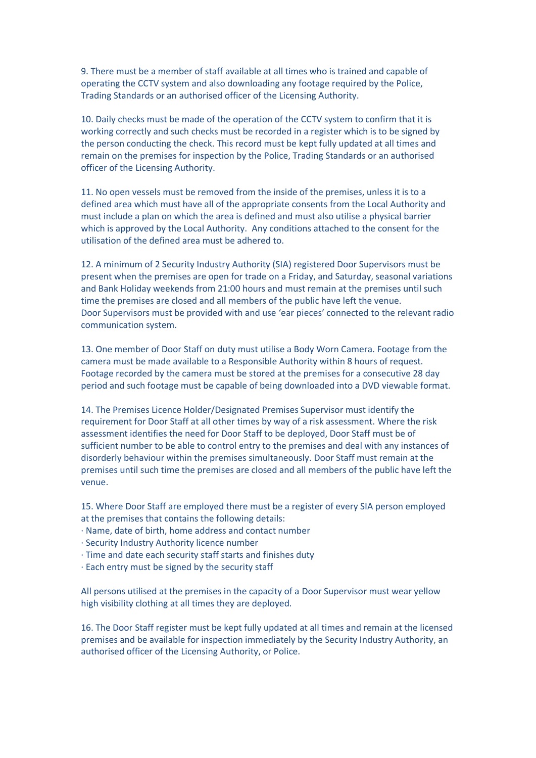9. There must be a member of staff available at all times who is trained and capable of operating the CCTV system and also downloading any footage required by the Police, Trading Standards or an authorised officer of the Licensing Authority.

10. Daily checks must be made of the operation of the CCTV system to confirm that it is working correctly and such checks must be recorded in a register which is to be signed by the person conducting the check. This record must be kept fully updated at all times and remain on the premises for inspection by the Police, Trading Standards or an authorised officer of the Licensing Authority.

11. No open vessels must be removed from the inside of the premises, unless it is to a defined area which must have all of the appropriate consents from the Local Authority and must include a plan on which the area is defined and must also utilise a physical barrier which is approved by the Local Authority. Any conditions attached to the consent for the utilisation of the defined area must be adhered to.

12. A minimum of 2 Security Industry Authority (SIA) registered Door Supervisors must be present when the premises are open for trade on a Friday, and Saturday, seasonal variations and Bank Holiday weekends from 21:00 hours and must remain at the premises until such time the premises are closed and all members of the public have left the venue.
Door Supervisors must be provided with and use 'ear pieces' connected to the relevant radio communication system.

13. One member of Door Staff on duty must utilise a Body Worn Camera. Footage from the camera must be made available to a Responsible Authority within 8 hours of request. Footage recorded by the camera must be stored at the premises for a consecutive 28 day period and such footage must be capable of being downloaded into a DVD viewable format.

14. The Premises Licence Holder/Designated Premises Supervisor must identify the requirement for Door Staff at all other times by way of a risk assessment. Where the risk assessment identifies the need for Door Staff to be deployed, Door Staff must be of sufficient number to be able to control entry to the premises and deal with any instances of disorderly behaviour within the premises simultaneously. Door Staff must remain at the premises until such time the premises are closed and all members of the public have left the venue.

15. Where Door Staff are employed there must be a register of every SIA person employed at the premises that contains the following details:

- Name, date of birth, home address and contact number
- Security Industry Authority licence number
- Time and date each security staff starts and finishes duty
- Each entry must be signed by the security staff

All persons utilised at the premises in the capacity of a Door Supervisor must wear yellow high visibility clothing at all times they are deployed.

16. The Door Staff register must be kept fully updated at all times and remain at the licensed premises and be available for inspection immediately by the Security Industry Authority, an authorised officer of the Licensing Authority, or Police.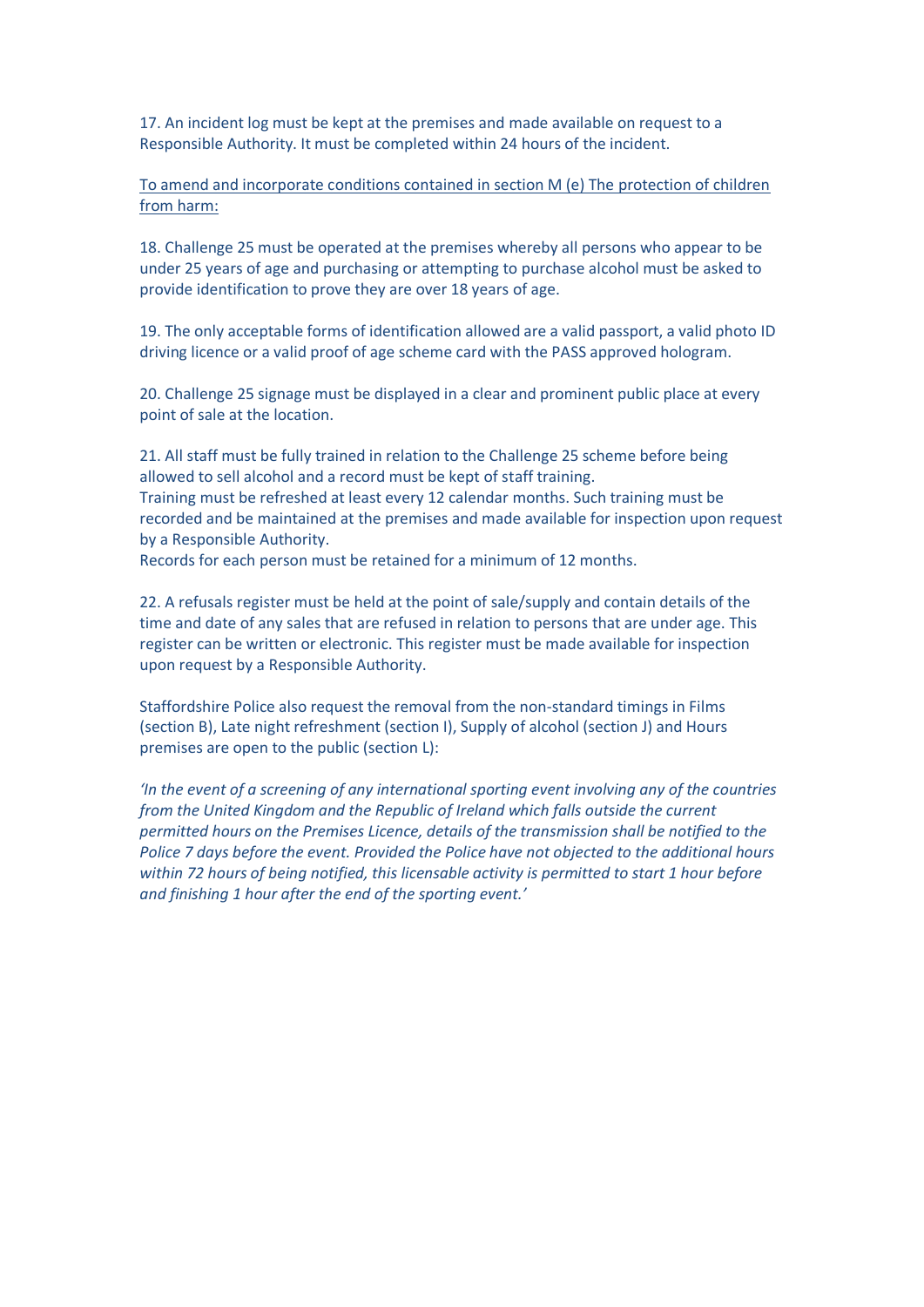17. An incident log must be kept at the premises and made available on request to a Responsible Authority. It must be completed within 24 hours of the incident.

<u>To amend and incorporate conditions contained in section M (e) The protection of children from harm:</u>

18. Challenge 25 must be operated at the premises whereby all persons who appear to be under 25 years of age and purchasing or attempting to purchase alcohol must be asked to provide identification to prove they are over 18 years of age.

19. The only acceptable forms of identification allowed are a valid passport, a valid photo ID driving licence or a valid proof of age scheme card with the PASS approved hologram.

20. Challenge 25 signage must be displayed in a clear and prominent public place at every point of sale at the location.

21. All staff must be fully trained in relation to the Challenge 25 scheme before being allowed to sell alcohol and a record must be kept of staff training.
Training must be refreshed at least every 12 calendar months. Such training must be recorded and be maintained at the premises and made available for inspection upon request by a Responsible Authority.
Records for each person must be retained for a minimum of 12 months.

22. A refusals register must be held at the point of sale/supply and contain details of the time and date of any sales that are refused in relation to persons that are under age. This register can be written or electronic. This register must be made available for inspection upon request by a Responsible Authority.

Staffordshire Police also request the removal from the non-standard timings in Films (section B), Late night refreshment (section I), Supply of alcohol (section J) and Hours premises are open to the public (section L):

*'In the event of a screening of any international sporting event involving any of the countries from the United Kingdom and the Republic of Ireland which falls outside the current permitted hours on the Premises Licence, details of the transmission shall be notified to the Police 7 days before the event. Provided the Police have not objected to the additional hours within 72 hours of being notified, this licensable activity is permitted to start 1 hour before and finishing 1 hour after the end of the sporting event.'*